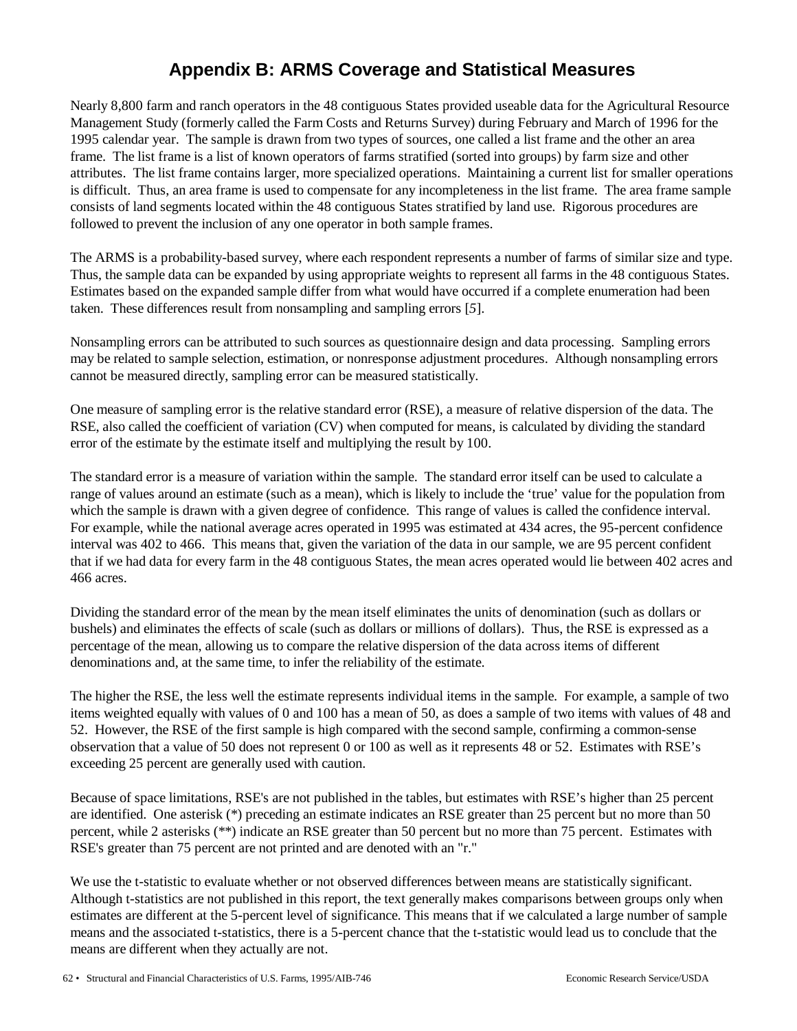# Appendix B: ARMS Coverage and Statistical Measures

Nearly 8,800 farm and ranch operators in the 48 contiguous States provided useable data for the Agricultural Resource Management Study (formerly called the Farm Costs and Returns Survey) during February and March of 1996 for the 1995 calendar year. The sample is drawn from two types of sources, one called a list frame and the other an area frame. The list frame is a list of known operators of farms stratified (sorted into groups) by farm size and other attributes. The list frame contains larger, more specialized operations. Maintaining a current list for smaller operations is difficult. Thus, an area frame is used to compensate for any incompleteness in the list frame. The area frame sample consists of land segments located within the 48 contiguous States stratified by land use. Rigorous procedures are followed to prevent the inclusion of any one operator in both sample frames.

The ARMS is a probability-based survey, where each respondent represents a number of farms of similar size and type. Thus, the sample data can be expanded by using appropriate weights to represent all farms in the 48 contiguous States. Estimates based on the expanded sample differ from what would have occurred if a complete enumeration had been taken. These differences result from nonsampling and sampling errors [*5*].

Nonsampling errors can be attributed to such sources as questionnaire design and data processing. Sampling errors may be related to sample selection, estimation, or nonresponse adjustment procedures. Although nonsampling errors cannot be measured directly, sampling error can be measured statistically.

One measure of sampling error is the relative standard error (RSE), a measure of relative dispersion of the data. The RSE, also called the coefficient of variation (CV) when computed for means, is calculated by dividing the standard error of the estimate by the estimate itself and multiplying the result by 100.

The standard error is a measure of variation within the sample. The standard error itself can be used to calculate a range of values around an estimate (such as a mean), which is likely to include the 'true' value for the population from which the sample is drawn with a given degree of confidence. This range of values is called the confidence interval. For example, while the national average acres operated in 1995 was estimated at 434 acres, the 95-percent confidence interval was 402 to 466. This means that, given the variation of the data in our sample, we are 95 percent confident that if we had data for every farm in the 48 contiguous States, the mean acres operated would lie between 402 acres and 466 acres.

Dividing the standard error of the mean by the mean itself eliminates the units of denomination (such as dollars or bushels) and eliminates the effects of scale (such as dollars or millions of dollars). Thus, the RSE is expressed as a percentage of the mean, allowing us to compare the relative dispersion of the data across items of different denominations and, at the same time, to infer the reliability of the estimate.

The higher the RSE, the less well the estimate represents individual items in the sample. For example, a sample of two items weighted equally with values of 0 and 100 has a mean of 50, as does a sample of two items with values of 48 and 52. However, the RSE of the first sample is high compared with the second sample, confirming a common-sense observation that a value of 50 does not represent 0 or 100 as well as it represents 48 or 52. Estimates with RSE's exceeding 25 percent are generally used with caution.

Because of space limitations, RSE's are not published in the tables, but estimates with RSE's higher than 25 percent are identified. One asterisk (*) preceding an estimate indicates an RSE greater than 25 percent but no more than 50 percent, while 2 asterisks (**) indicate an RSE greater than 50 percent but no more than 75 percent. Estimates with RSE's greater than 75 percent are not printed and are denoted with an "r."

We use the t-statistic to evaluate whether or not observed differences between means are statistically significant. Although t-statistics are not published in this report, the text generally makes comparisons between groups only when estimates are different at the 5-percent level of significance. This means that if we calculated a large number of sample means and the associated t-statistics, there is a 5-percent chance that the t-statistic would lead us to conclude that the means are different when they actually are not.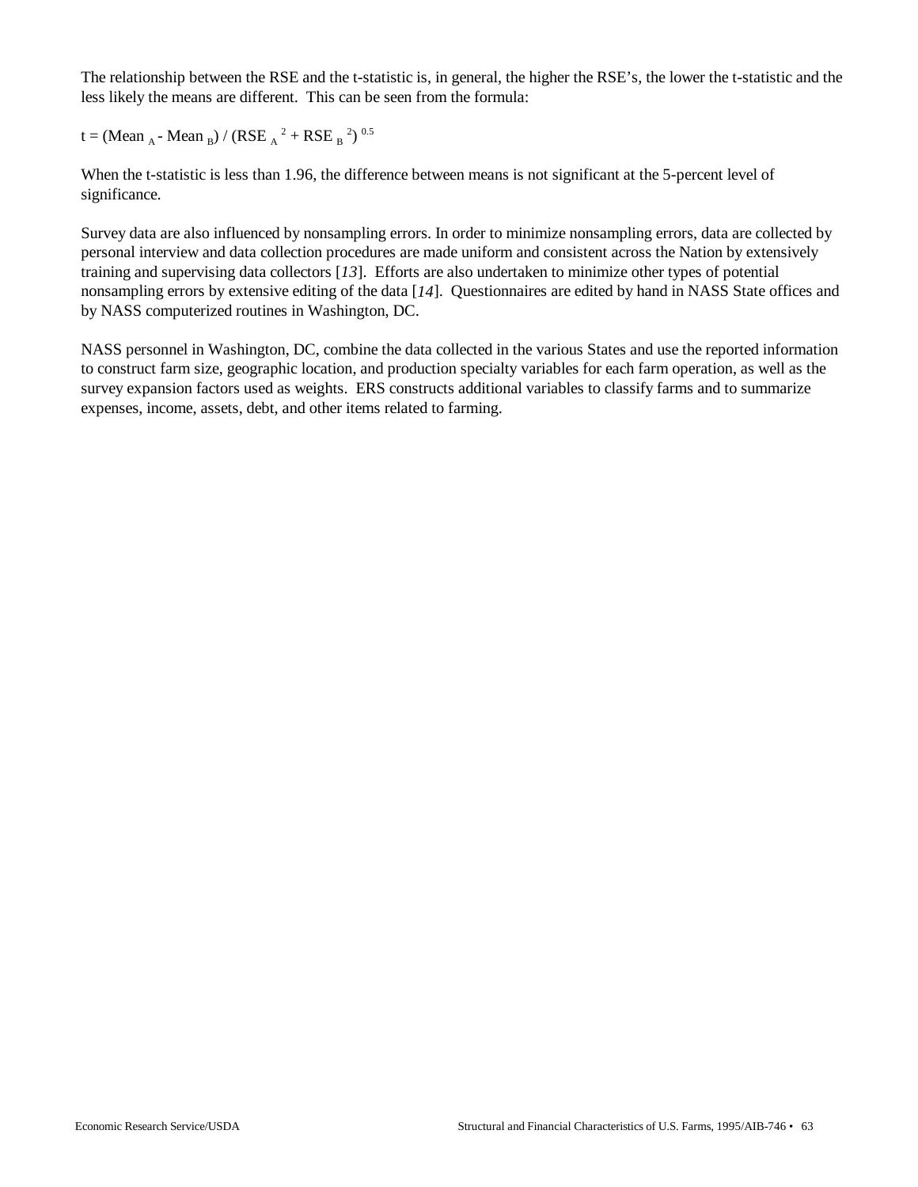The relationship between the RSE and the t-statistic is, in general, the higher the RSE's, the lower the t-statistic and the less likely the means are different. This can be seen from the formula:

$$t = (\text{Mean}_A - \text{Mean}_B) / (\text{RSE}_A^{\,2} + \text{RSE}_B^{\,2})^{0.5}$$

When the t-statistic is less than 1.96, the difference between means is not significant at the 5-percent level of significance.

Survey data are also influenced by nonsampling errors. In order to minimize nonsampling errors, data are collected by personal interview and data collection procedures are made uniform and consistent across the Nation by extensively training and supervising data collectors [*13*]. Efforts are also undertaken to minimize other types of potential nonsampling errors by extensive editing of the data [*14*]. Questionnaires are edited by hand in NASS State offices and by NASS computerized routines in Washington, DC.

NASS personnel in Washington, DC, combine the data collected in the various States and use the reported information to construct farm size, geographic location, and production specialty variables for each farm operation, as well as the survey expansion factors used as weights. ERS constructs additional variables to classify farms and to summarize expenses, income, assets, debt, and other items related to farming.